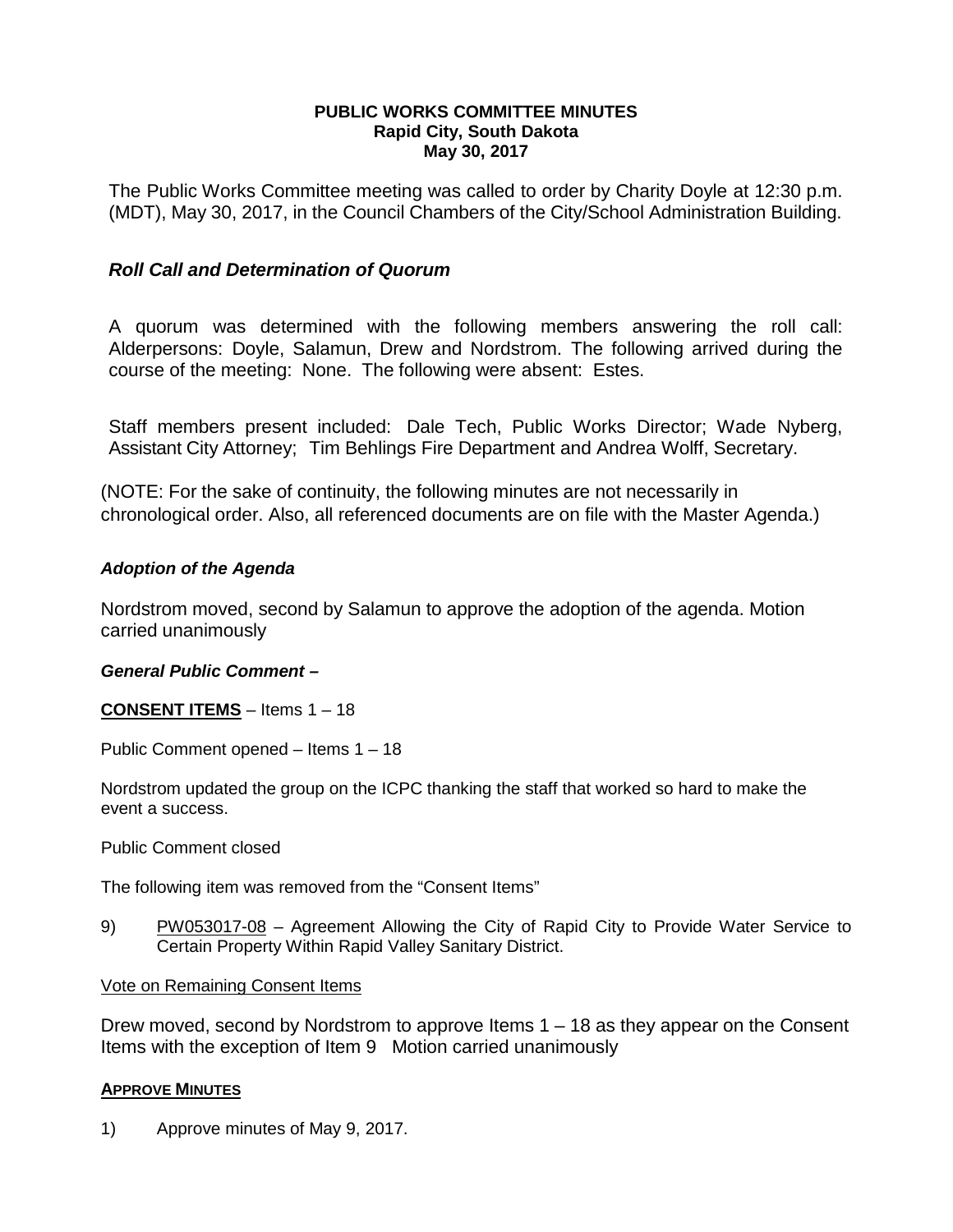**PUBLIC WORKS COMMITTEE MINUTES**
**Rapid City, South Dakota**
**May 30, 2017**

The Public Works Committee meeting was called to order by Charity Doyle at 12:30 p.m. (MDT), May 30, 2017, in the Council Chambers of the City/School Administration Building.

### *Roll Call and Determination of Quorum*

A quorum was determined with the following members answering the roll call: Alderpersons: Doyle, Salamun, Drew and Nordstrom. The following arrived during the course of the meeting: None. The following were absent: Estes.

Staff members present included: Dale Tech, Public Works Director; Wade Nyberg, Assistant City Attorney; Tim Behlings Fire Department and Andrea Wolff, Secretary.

(NOTE: For the sake of continuity, the following minutes are not necessarily in chronological order. Also, all referenced documents are on file with the Master Agenda.)

***Adoption of the Agenda***

Nordstrom moved, second by Salamun to approve the adoption of the agenda. Motion carried unanimously

***General Public Comment –***

**CONSENT ITEMS** – Items 1 – 18

Public Comment opened – Items 1 – 18

Nordstrom updated the group on the ICPC thanking the staff that worked so hard to make the event a success.

Public Comment closed

The following item was removed from the "Consent Items"

9) PW053017-08 – Agreement Allowing the City of Rapid City to Provide Water Service to Certain Property Within Rapid Valley Sanitary District.

Vote on Remaining Consent Items

Drew moved, second by Nordstrom to approve Items 1 – 18 as they appear on the Consent Items with the exception of Item 9 Motion carried unanimously

**APPROVE MINUTES**

1) Approve minutes of May 9, 2017.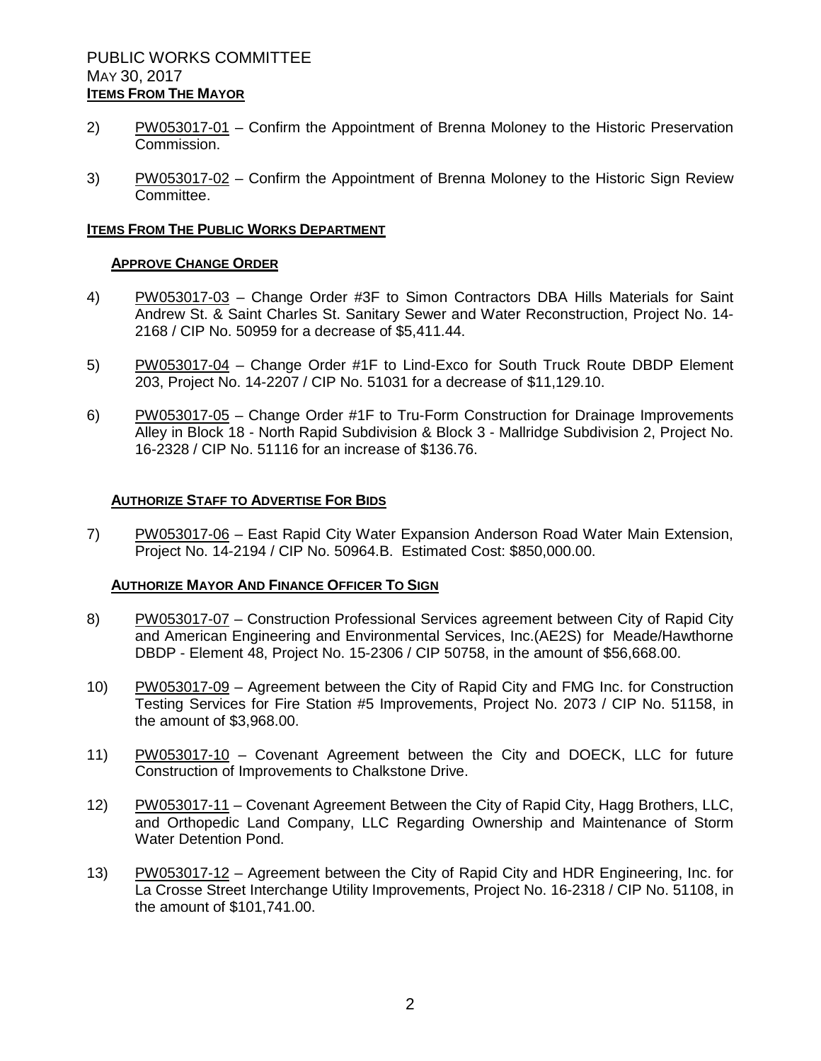PUBLIC WORKS COMMITTEE
MAY 30, 2017

**ITEMS FROM THE MAYOR**

2) PW053017-01 – Confirm the Appointment of Brenna Moloney to the Historic Preservation Commission.

3) PW053017-02 – Confirm the Appointment of Brenna Moloney to the Historic Sign Review Committee.

**ITEMS FROM THE PUBLIC WORKS DEPARTMENT**

**APPROVE CHANGE ORDER**

4) PW053017-03 – Change Order #3F to Simon Contractors DBA Hills Materials for Saint Andrew St. & Saint Charles St. Sanitary Sewer and Water Reconstruction, Project No. 14-2168 / CIP No. 50959 for a decrease of $5,411.44.

5) PW053017-04 – Change Order #1F to Lind-Exco for South Truck Route DBDP Element 203, Project No. 14-2207 / CIP No. 51031 for a decrease of $11,129.10.

6) PW053017-05 – Change Order #1F to Tru-Form Construction for Drainage Improvements Alley in Block 18 - North Rapid Subdivision & Block 3 - Mallridge Subdivision 2, Project No. 16-2328 / CIP No. 51116 for an increase of $136.76.

**AUTHORIZE STAFF TO ADVERTISE FOR BIDS**

7) PW053017-06 – East Rapid City Water Expansion Anderson Road Water Main Extension, Project No. 14-2194 / CIP No. 50964.B. Estimated Cost: $850,000.00.

**AUTHORIZE MAYOR AND FINANCE OFFICER TO SIGN**

8) PW053017-07 – Construction Professional Services agreement between City of Rapid City and American Engineering and Environmental Services, Inc.(AE2S) for Meade/Hawthorne DBDP - Element 48, Project No. 15-2306 / CIP 50758, in the amount of $56,668.00.

10) PW053017-09 – Agreement between the City of Rapid City and FMG Inc. for Construction Testing Services for Fire Station #5 Improvements, Project No. 2073 / CIP No. 51158, in the amount of $3,968.00.

11) PW053017-10 – Covenant Agreement between the City and DOECK, LLC for future Construction of Improvements to Chalkstone Drive.

12) PW053017-11 – Covenant Agreement Between the City of Rapid City, Hagg Brothers, LLC, and Orthopedic Land Company, LLC Regarding Ownership and Maintenance of Storm Water Detention Pond.

13) PW053017-12 – Agreement between the City of Rapid City and HDR Engineering, Inc. for La Crosse Street Interchange Utility Improvements, Project No. 16-2318 / CIP No. 51108, in the amount of $101,741.00.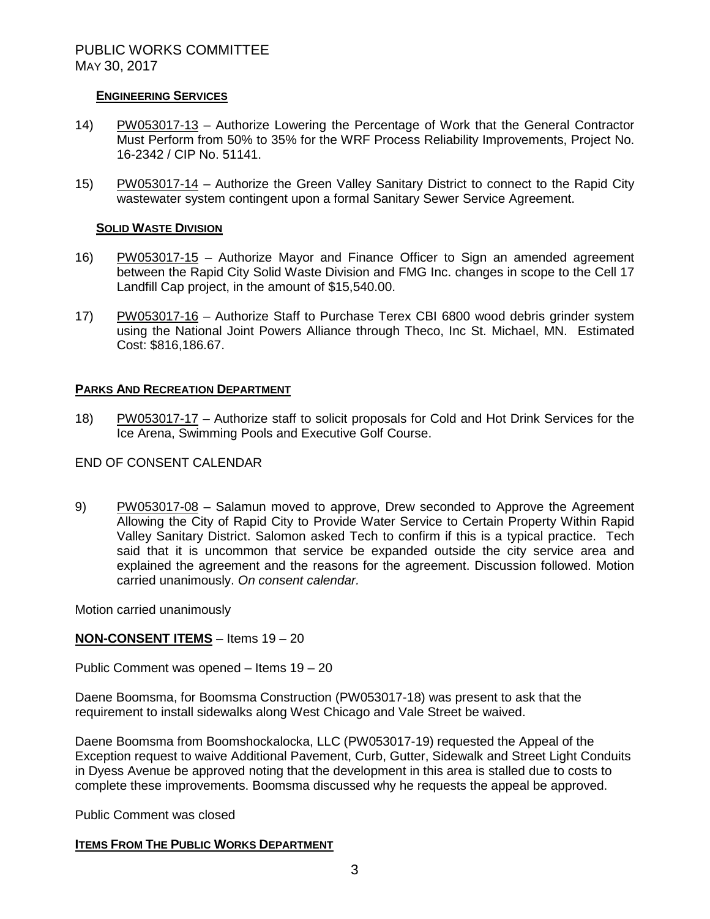#### **ENGINEERING SERVICES**

14) PW053017-13 – Authorize Lowering the Percentage of Work that the General Contractor Must Perform from 50% to 35% for the WRF Process Reliability Improvements, Project No. 16-2342 / CIP No. 51141.

15) PW053017-14 – Authorize the Green Valley Sanitary District to connect to the Rapid City wastewater system contingent upon a formal Sanitary Sewer Service Agreement.

#### **SOLID WASTE DIVISION**

16) PW053017-15 – Authorize Mayor and Finance Officer to Sign an amended agreement between the Rapid City Solid Waste Division and FMG Inc. changes in scope to the Cell 17 Landfill Cap project, in the amount of $15,540.00.

17) PW053017-16 – Authorize Staff to Purchase Terex CBI 6800 wood debris grinder system using the National Joint Powers Alliance through Theco, Inc St. Michael, MN. Estimated Cost: $816,186.67.

### **PARKS AND RECREATION DEPARTMENT**

18) PW053017-17 – Authorize staff to solicit proposals for Cold and Hot Drink Services for the Ice Arena, Swimming Pools and Executive Golf Course.

END OF CONSENT CALENDAR

9) PW053017-08 – Salamun moved to approve, Drew seconded to Approve the Agreement Allowing the City of Rapid City to Provide Water Service to Certain Property Within Rapid Valley Sanitary District. Salomon asked Tech to confirm if this is a typical practice. Tech said that it is uncommon that service be expanded outside the city service area and explained the agreement and the reasons for the agreement. Discussion followed. Motion carried unanimously. *On consent calendar.*

Motion carried unanimously

**NON-CONSENT ITEMS** – Items 19 – 20

Public Comment was opened – Items 19 – 20

Daene Boomsma, for Boomsma Construction (PW053017-18) was present to ask that the requirement to install sidewalks along West Chicago and Vale Street be waived.

Daene Boomsma from Boomshockalocka, LLC (PW053017-19) requested the Appeal of the Exception request to waive Additional Pavement, Curb, Gutter, Sidewalk and Street Light Conduits in Dyess Avenue be approved noting that the development in this area is stalled due to costs to complete these improvements. Boomsma discussed why he requests the appeal be approved.

Public Comment was closed

### **ITEMS FROM THE PUBLIC WORKS DEPARTMENT**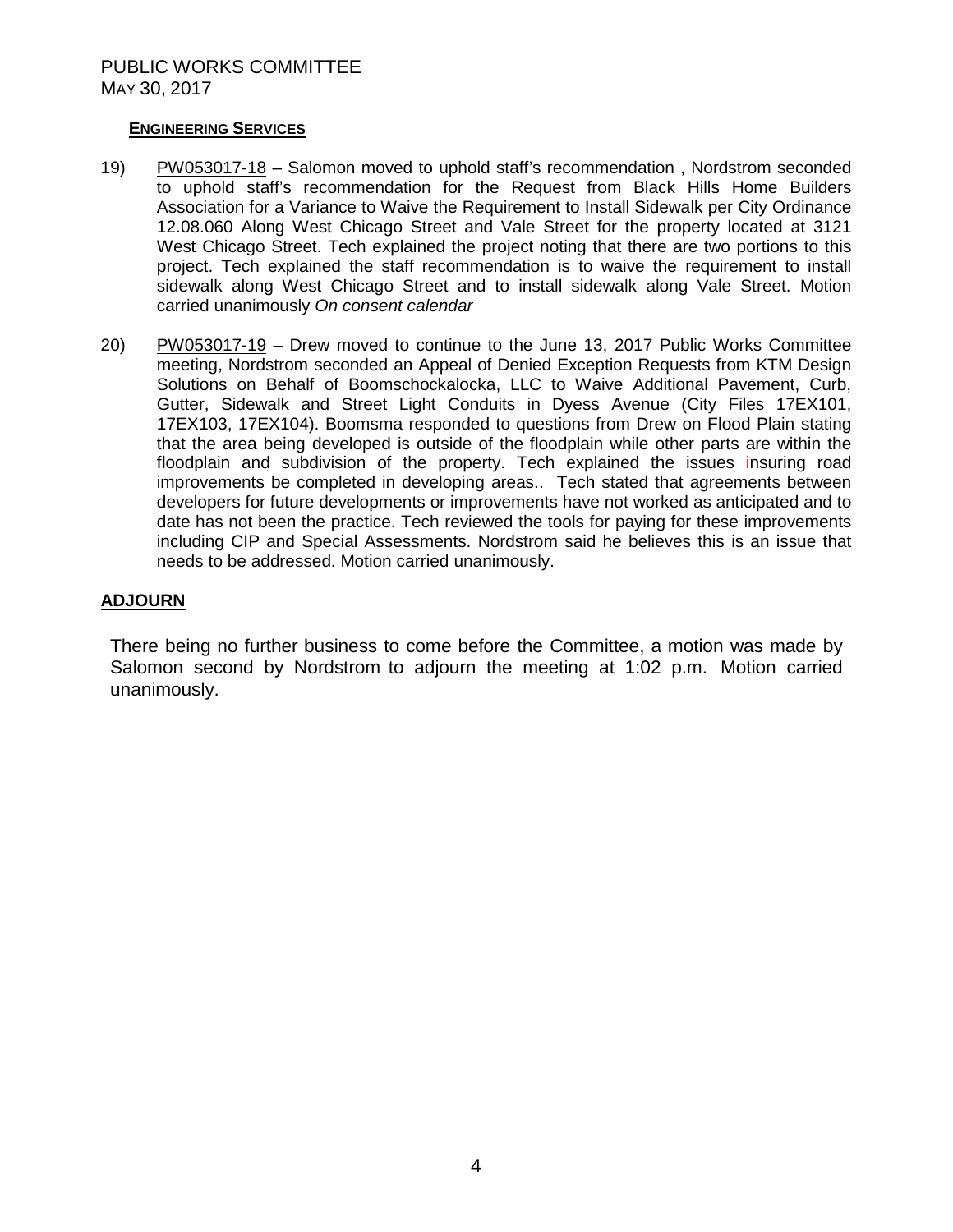### ENGINEERING SERVICES

19) PW053017-18 – Salomon moved to uphold staff's recommendation , Nordstrom seconded to uphold staff's recommendation for the Request from Black Hills Home Builders Association for a Variance to Waive the Requirement to Install Sidewalk per City Ordinance 12.08.060 Along West Chicago Street and Vale Street for the property located at 3121 West Chicago Street. Tech explained the project noting that there are two portions to this project. Tech explained the staff recommendation is to waive the requirement to install sidewalk along West Chicago Street and to install sidewalk along Vale Street. Motion carried unanimously *On consent calendar*

20) PW053017-19 – Drew moved to continue to the June 13, 2017 Public Works Committee meeting, Nordstrom seconded an Appeal of Denied Exception Requests from KTM Design Solutions on Behalf of Boomschockalocka, LLC to Waive Additional Pavement, Curb, Gutter, Sidewalk and Street Light Conduits in Dyess Avenue (City Files 17EX101, 17EX103, 17EX104). Boomsma responded to questions from Drew on Flood Plain stating that the area being developed is outside of the floodplain while other parts are within the floodplain and subdivision of the property. Tech explained the issues insuring road improvements be completed in developing areas.. Tech stated that agreements between developers for future developments or improvements have not worked as anticipated and to date has not been the practice. Tech reviewed the tools for paying for these improvements including CIP and Special Assessments. Nordstrom said he believes this is an issue that needs to be addressed. Motion carried unanimously.

## ADJOURN

There being no further business to come before the Committee, a motion was made by Salomon second by Nordstrom to adjourn the meeting at 1:02 p.m. Motion carried unanimously.